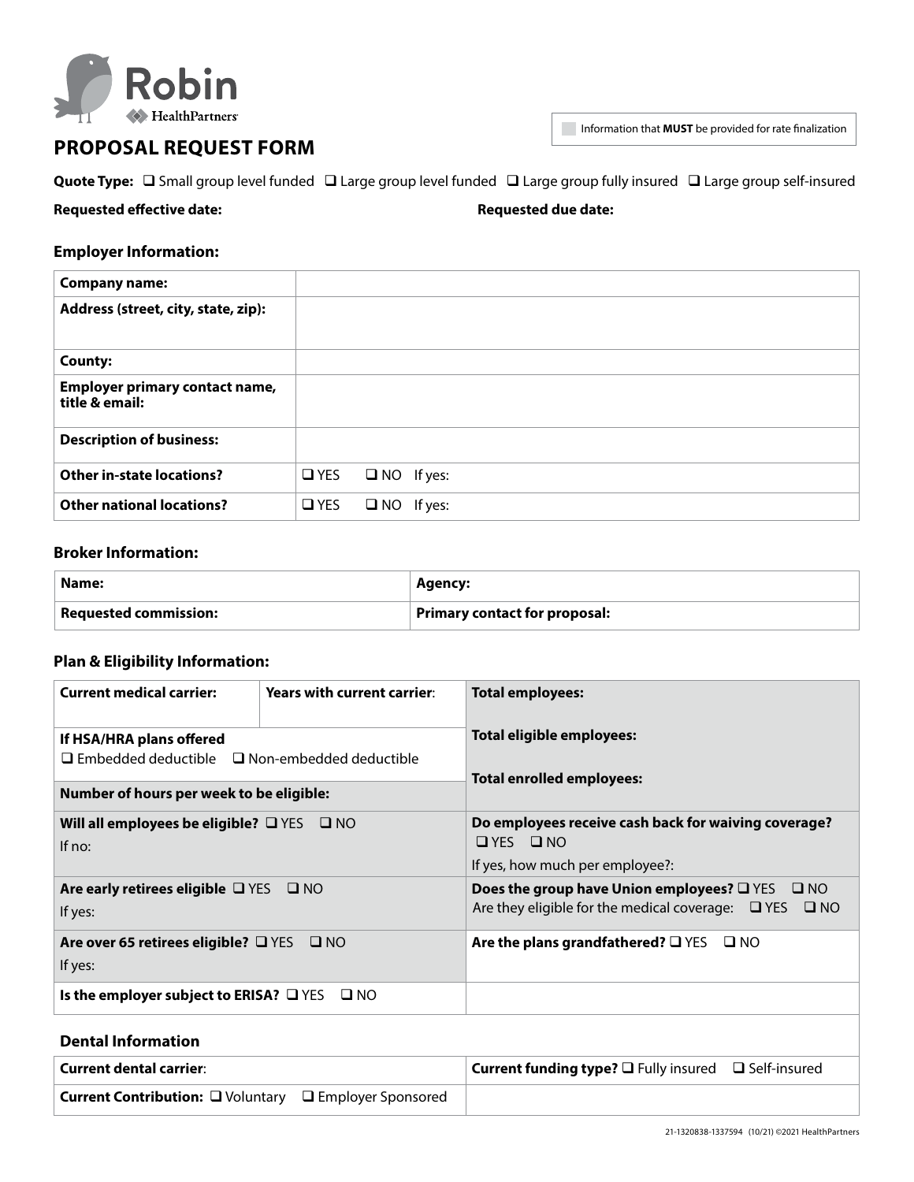Robin HealthPartners

Information that **MUST** be provided for rate finalization

# PROPOSAL REQUEST FORM

**Quote Type:** ❑ Small group level funded ❑ Large group level funded ❑ Large group fully insured ❑ Large group self-insured

**Requested effective date:** **Requested due date:**

### Employer Information:

| | |
|---|---|
| **Company name:** | |
| **Address (street, city, state, zip):** | |
| **County:** | |
| **Employer primary contact name, title & email:** | |
| **Description of business:** | |
| **Other in-state locations?** | ❑ YES ❑ NO If yes: |
| **Other national locations?** | ❑ YES ❑ NO If yes: |

### Broker Information:

| | |
|---|---|
| **Name:** | **Agency:** |
| **Requested commission:** | **Primary contact for proposal:** |

### Plan & Eligibility Information:

| | | |
|---|---|---|
| **Current medical carrier:** | **Years with current carrier**: | **Total employees:** |
| **If HSA/HRA plans offered** ❑ Embedded deductible ❑ Non-embedded deductible | | **Total eligible employees:** |
| **Number of hours per week to be eligible:** | | **Total enrolled employees:** |
| **Will all employees be eligible?** ❑ YES ❑ NO If no: | | **Do employees receive cash back for waiving coverage?** ❑ YES ❑ NO If yes, how much per employee?: |
| **Are early retirees eligible** ❑ YES ❑ NO If yes: | | **Does the group have Union employees?** ❑ YES ❑ NO Are they eligible for the medical coverage: ❑ YES ❑ NO |
| **Are over 65 retirees eligible?** ❑ YES ❑ NO If yes: | | **Are the plans grandfathered?** ❑ YES ❑ NO |
| **Is the employer subject to ERISA?** ❑ YES ❑ NO | | |

### Dental Information

| | |
|---|---|
| **Current dental carrier**: | **Current funding type?** ❑ Fully insured ❑ Self-insured |
| **Current Contribution:** ❑ Voluntary ❑ Employer Sponsored | |

21-1320838-1337594 (10/21) ©2021 HealthPartners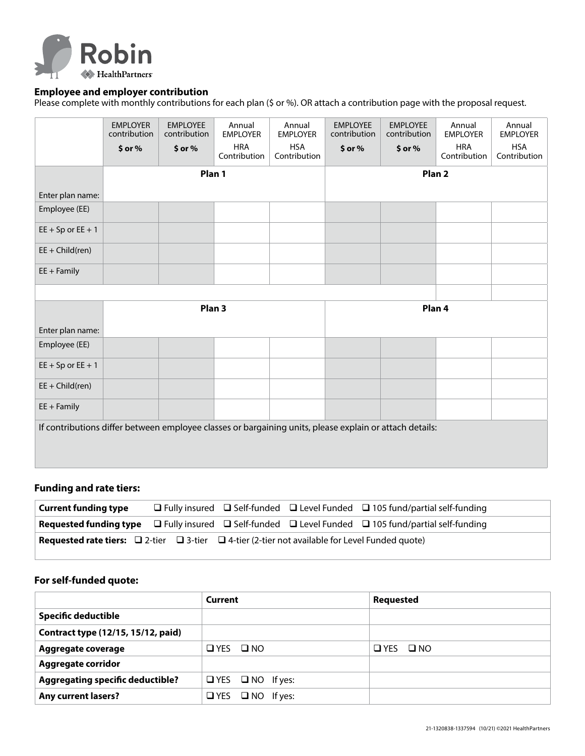Robin
HealthPartners

### Employee and employer contribution

Please complete with monthly contributions for each plan ($ or %). OR attach a contribution page with the proposal request.

| | EMPLOYER contribution $ or % | EMPLOYEE contribution $ or % | Annual EMPLOYER HRA Contribution | Annual EMPLOYER HSA Contribution | EMPLOYEE contribution $ or % | EMPLOYEE contribution $ or % | Annual EMPLOYER HRA Contribution | Annual EMPLOYER HSA Contribution |
|---|---|---|---|---|---|---|---|---|
| Enter plan name: | **Plan 1** | | | | **Plan 2** | | | |
| Employee (EE) | | | | | | | | |
| EE + Sp or EE + 1 | | | | | | | | |
| EE + Child(ren) | | | | | | | | |
| EE + Family | | | | | | | | |
| | | | | | | | | |
| Enter plan name: | **Plan 3** | | | | **Plan 4** | | | |
| Employee (EE) | | | | | | | | |
| EE + Sp or EE + 1 | | | | | | | | |
| EE + Child(ren) | | | | | | | | |
| EE + Family | | | | | | | | |

If contributions differ between employee classes or bargaining units, please explain or attach details:

### Funding and rate tiers:

| | |
|---|---|
| **Current funding type** | ❑ Fully insured ❑ Self-funded ❑ Level Funded ❑ 105 fund/partial self-funding |
| **Requested funding type** | ❑ Fully insured ❑ Self-funded ❑ Level Funded ❑ 105 fund/partial self-funding |
| **Requested rate tiers:** ❑ 2-tier ❑ 3-tier ❑ 4-tier (2-tier not available for Level Funded quote) | |

### For self-funded quote:

| | **Current** | **Requested** |
|---|---|---|
| **Specific deductible** | | |
| **Contract type (12/15, 15/12, paid)** | | |
| **Aggregate coverage** | ❑ YES ❑ NO | ❑ YES ❑ NO |
| **Aggregate corridor** | | |
| **Aggregating specific deductible?** | ❑ YES ❑ NO If yes: | |
| **Any current lasers?** | ❑ YES ❑ NO If yes: | |

21-1320838-1337594 (10/21) ©2021 HealthPartners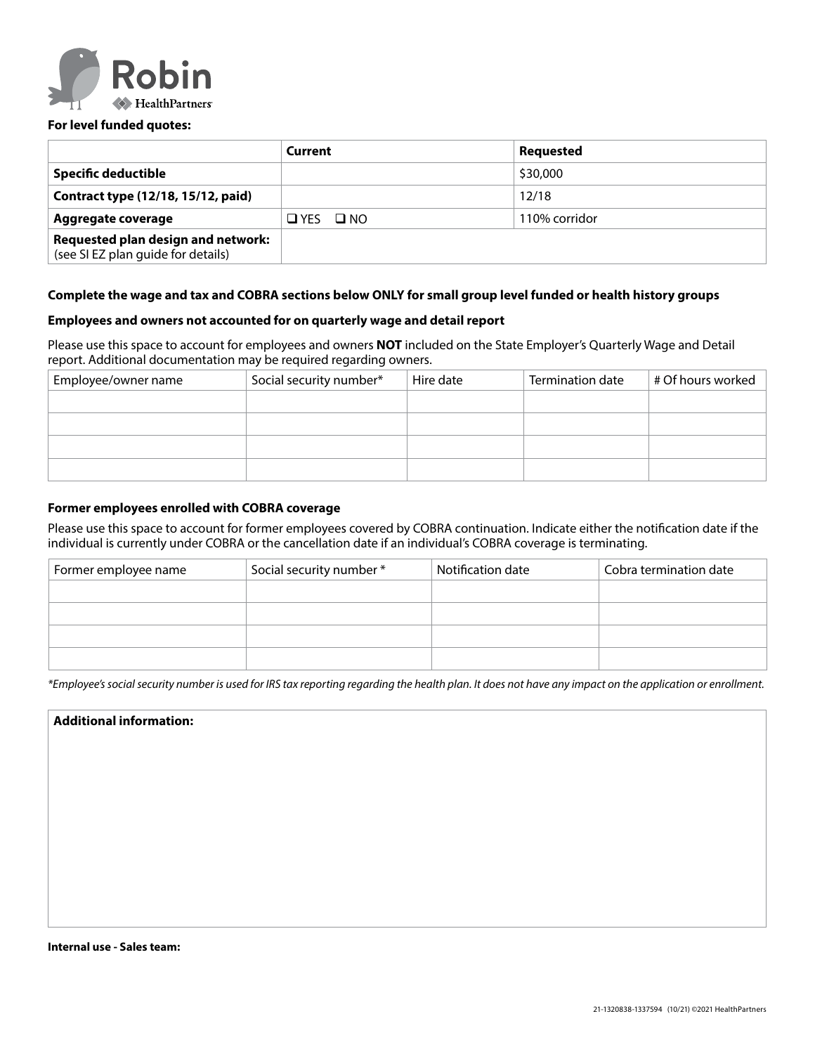**For level funded quotes:**

| | Current | Requested |
|---|---|---|
| **Specific deductible** | | $30,000 |
| **Contract type (12/18, 15/12, paid)** | | 12/18 |
| **Aggregate coverage** | ❑ YES ❑ NO | 110% corridor |
| **Requested plan design and network:** (see SI EZ plan guide for details) | | |

**Complete the wage and tax and COBRA sections below ONLY for small group level funded or health history groups**

**Employees and owners not accounted for on quarterly wage and detail report**

Please use this space to account for employees and owners **NOT** included on the State Employer's Quarterly Wage and Detail report. Additional documentation may be required regarding owners.

| Employee/owner name | Social security number* | Hire date | Termination date | # Of hours worked |
|---|---|---|---|---|
| | | | | |
| | | | | |
| | | | | |
| | | | | |

**Former employees enrolled with COBRA coverage**

Please use this space to account for former employees covered by COBRA continuation. Indicate either the notification date if the individual is currently under COBRA or the cancellation date if an individual's COBRA coverage is terminating.

| Former employee name | Social security number * | Notification date | Cobra termination date |
|---|---|---|---|
| | | | |
| | | | |
| | | | |
| | | | |

*\*Employee's social security number is used for IRS tax reporting regarding the health plan. It does not have any impact on the application or enrollment.*

**Additional information:**

**Internal use - Sales team:**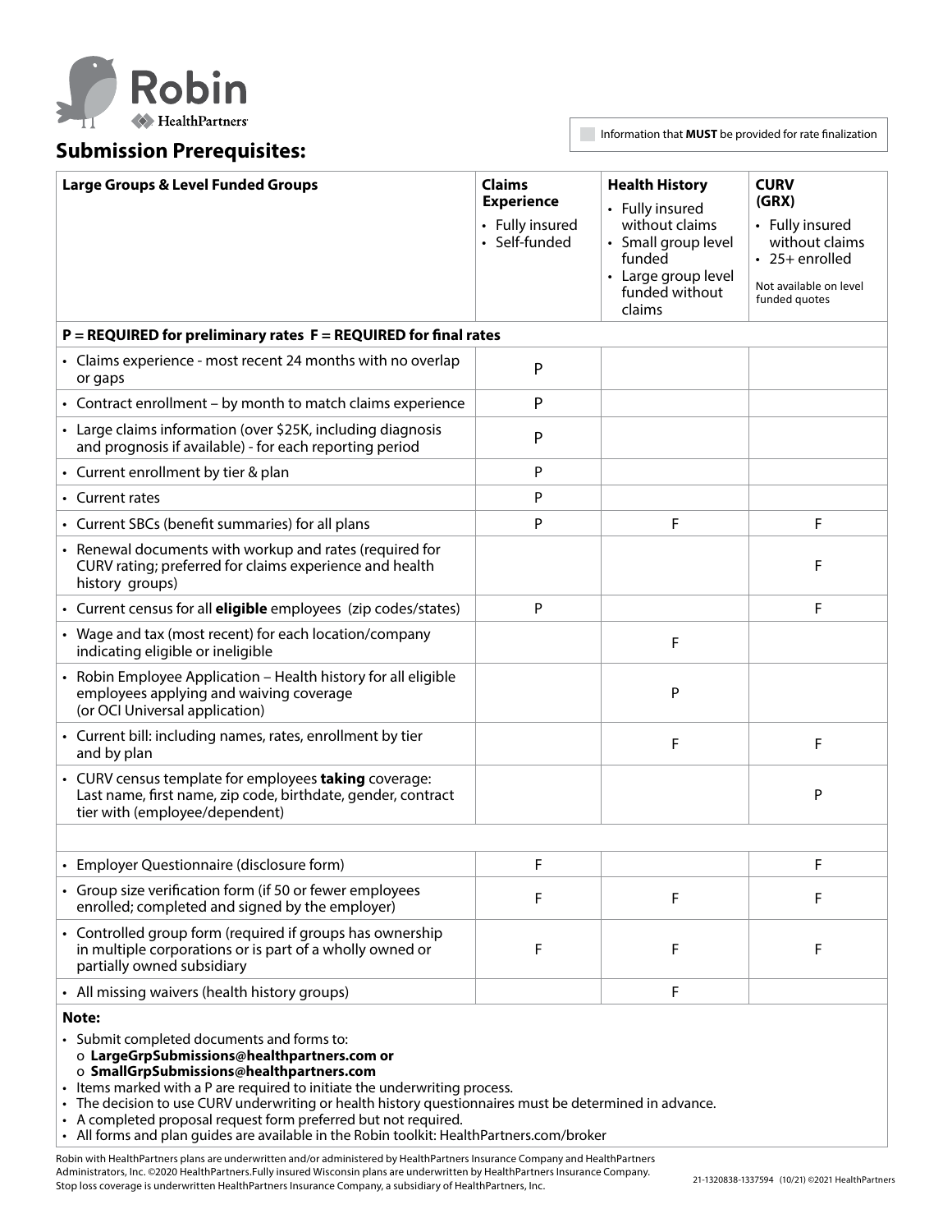Robin

HealthPartners

Information that **MUST** be provided for rate finalization

## Submission Prerequisites:

| Large Groups & Level Funded Groups | Claims Experience<br>• Fully insured<br>• Self-funded | Health History<br>• Fully insured without claims<br>• Small group level funded<br>• Large group level funded without claims | CURV (GRX)<br>• Fully insured without claims<br>• 25+ enrolled<br>Not available on level funded quotes |
|---|---|---|---|
| **P = REQUIRED for preliminary rates F = REQUIRED for final rates** | | | |
| • Claims experience - most recent 24 months with no overlap or gaps | P | | |
| • Contract enrollment – by month to match claims experience | P | | |
| • Large claims information (over $25K, including diagnosis and prognosis if available) - for each reporting period | P | | |
| • Current enrollment by tier & plan | P | | |
| • Current rates | P | | |
| • Current SBCs (benefit summaries) for all plans | P | F | F |
| • Renewal documents with workup and rates (required for CURV rating; preferred for claims experience and health history groups) | | | F |
| • Current census for all **eligible** employees (zip codes/states) | P | | F |
| • Wage and tax (most recent) for each location/company indicating eligible or ineligible | | F | |
| • Robin Employee Application – Health history for all eligible employees applying and waiving coverage (or OCI Universal application) | | P | |
| • Current bill: including names, rates, enrollment by tier and by plan | | F | F |
| • CURV census template for employees **taking** coverage: Last name, first name, zip code, birthdate, gender, contract tier with (employee/dependent) | | | P |
| | | | |
| • Employer Questionnaire (disclosure form) | F | | F |
| • Group size verification form (if 50 or fewer employees enrolled; completed and signed by the employer) | F | F | F |
| • Controlled group form (required if groups has ownership in multiple corporations or is part of a wholly owned or partially owned subsidiary | F | F | F |
| • All missing waivers (health history groups) | | F | |

**Note:**

- Submit completed documents and forms to:
  - o **LargeGrpSubmissions@healthpartners.com or**
  - o **SmallGrpSubmissions@healthpartners.com**
- Items marked with a P are required to initiate the underwriting process.
- The decision to use CURV underwriting or health history questionnaires must be determined in advance.
- A completed proposal request form preferred but not required.
- All forms and plan guides are available in the Robin toolkit: HealthPartners.com/broker

Robin with HealthPartners plans are underwritten and/or administered by HealthPartners Insurance Company and HealthPartners Administrators, Inc. ©2020 HealthPartners.Fully insured Wisconsin plans are underwritten by HealthPartners Insurance Company. Stop loss coverage is underwritten HealthPartners Insurance Company, a subsidiary of HealthPartners, Inc.

21-1320838-1337594 (10/21) ©2021 HealthPartners